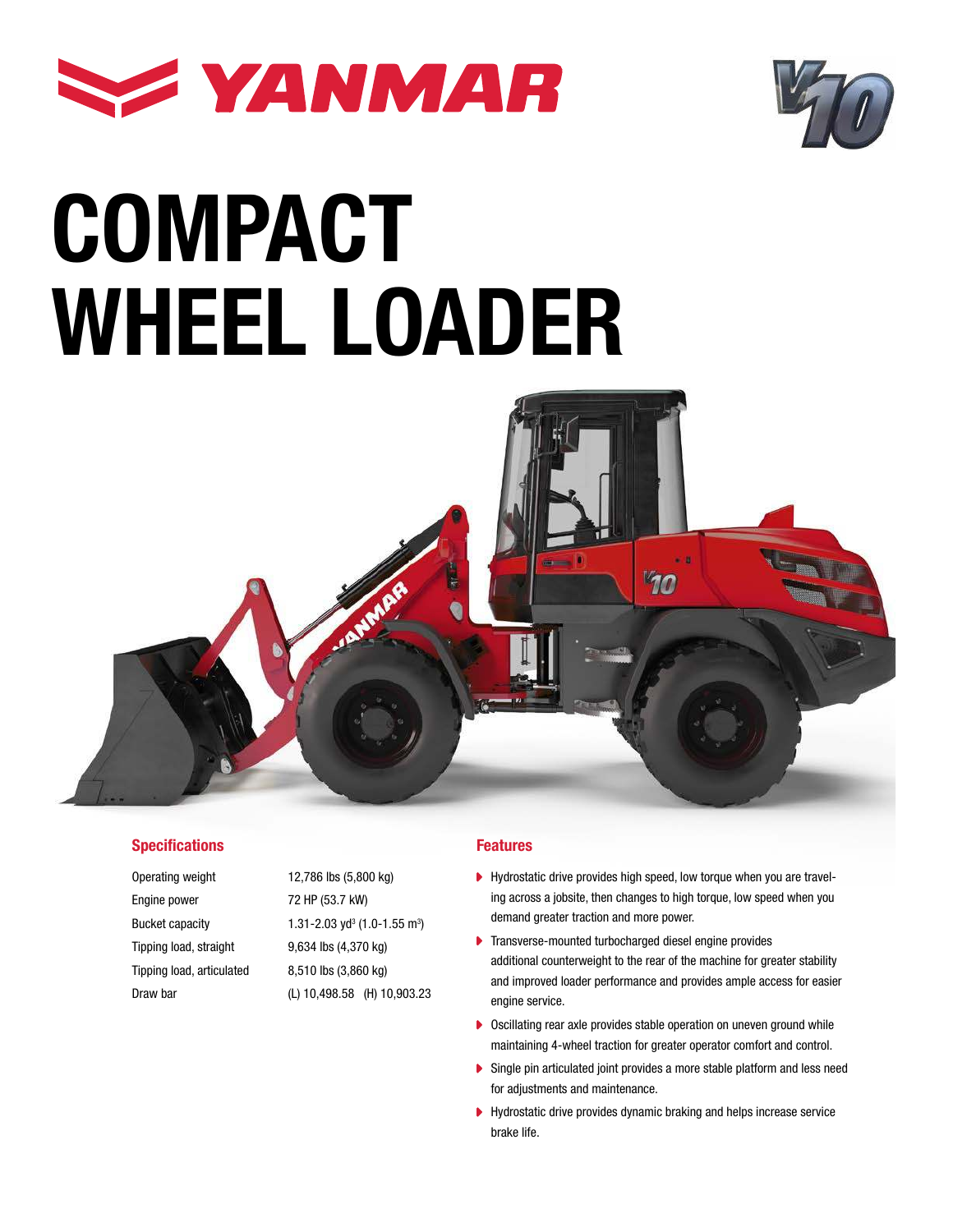# YANMAR

# COMPACT WHEEL LOADER

## Specifications

| | |
|---|---|
| Operating weight | 12,786 lbs (5,800 kg) |
| Engine power | 72 HP (53.7 kW) |
| Bucket capacity | 1.31-2.03 yd$^3$ (1.0-1.55 m$^3$) |
| Tipping load, straight | 9,634 lbs (4,370 kg) |
| Tipping load, articulated | 8,510 lbs (3,860 kg) |
| Draw bar | (L) 10,498.58 (H) 10,903.23 |

## Features

- Hydrostatic drive provides high speed, low torque when you are traveling across a jobsite, then changes to high torque, low speed when you demand greater traction and more power.
- Transverse-mounted turbocharged diesel engine provides additional counterweight to the rear of the machine for greater stability and improved loader performance and provides ample access for easier engine service.
- Oscillating rear axle provides stable operation on uneven ground while maintaining 4-wheel traction for greater operator comfort and control.
- Single pin articulated joint provides a more stable platform and less need for adjustments and maintenance.
- Hydrostatic drive provides dynamic braking and helps increase service brake life.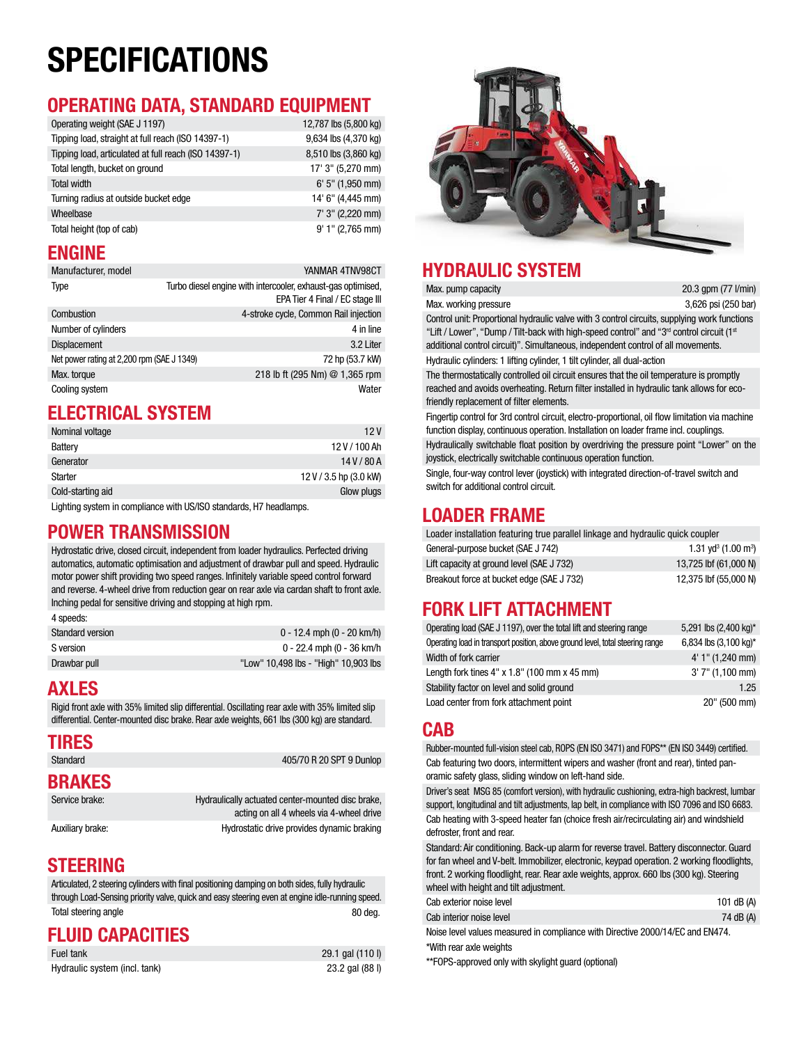# SPECIFICATIONS

## OPERATING DATA, STANDARD EQUIPMENT

| | |
|---|---|
| Operating weight (SAE J 1197) | 12,787 lbs (5,800 kg) |
| Tipping load, straight at full reach (ISO 14397-1) | 9,634 lbs (4,370 kg) |
| Tipping load, articulated at full reach (ISO 14397-1) | 8,510 lbs (3,860 kg) |
| Total length, bucket on ground | 17' 3" (5,270 mm) |
| Total width | 6' 5" (1,950 mm) |
| Turning radius at outside bucket edge | 14' 6" (4,445 mm) |
| Wheelbase | 7' 3" (2,220 mm) |
| Total height (top of cab) | 9' 1" (2,765 mm) |

## ENGINE

| | |
|---|---|
| Manufacturer, model | YANMAR 4TNV98CT |
| Type | Turbo diesel engine with intercooler, exhaust-gas optimised, EPA Tier 4 Final / EC stage III |
| Combustion | 4-stroke cycle, Common Rail injection |
| Number of cylinders | 4 in line |
| Displacement | 3.2 Liter |
| Net power rating at 2,200 rpm (SAE J 1349) | 72 hp (53.7 kW) |
| Max. torque | 218 lb ft (295 Nm) @ 1,365 rpm |
| Cooling system | Water |

## ELECTRICAL SYSTEM

| | |
|---|---|
| Nominal voltage | 12 V |
| Battery | 12 V / 100 Ah |
| Generator | 14 V / 80 A |
| Starter | 12 V / 3.5 hp (3.0 kW) |
| Cold-starting aid | Glow plugs |

Lighting system in compliance with US/ISO standards, H7 headlamps.

## POWER TRANSMISSION

Hydrostatic drive, closed circuit, independent from loader hydraulics. Perfected driving automatics, automatic optimisation and adjustment of drawbar pull and speed. Hydraulic motor power shift providing two speed ranges. Infinitely variable speed control forward and reverse. 4-wheel drive from reduction gear on rear axle via cardan shaft to front axle. Inching pedal for sensitive driving and stopping at high rpm.

4 speeds:

| | |
|---|---|
| Standard version | 0 - 12.4 mph (0 - 20 km/h) |
| S version | 0 - 22.4 mph (0 - 36 km/h) |
| Drawbar pull | "Low" 10,498 lbs - "High" 10,903 lbs |

## AXLES

Rigid front axle with 35% limited slip differential. Oscillating rear axle with 35% limited slip differential. Center-mounted disc brake. Rear axle weights, 661 lbs (300 kg) are standard.

## TIRES

| | |
|---|---|
| Standard | 405/70 R 20 SPT 9 Dunlop |

## BRAKES

| | |
|---|---|
| Service brake: | Hydraulically actuated center-mounted disc brake, acting on all 4 wheels via 4-wheel drive |
| Auxiliary brake: | Hydrostatic drive provides dynamic braking |

## STEERING

Articulated, 2 steering cylinders with final positioning damping on both sides, fully hydraulic through Load-Sensing priority valve, quick and easy steering even at engine idle-running speed.

| | |
|---|---|
| Total steering angle | 80 deg. |

## FLUID CAPACITIES

| | |
|---|---|
| Fuel tank | 29.1 gal (110 l) |
| Hydraulic system (incl. tank) | 23.2 gal (88 l) |

## HYDRAULIC SYSTEM

| | |
|---|---|
| Max. pump capacity | 20.3 gpm (77 l/min) |
| Max. working pressure | 3,626 psi (250 bar) |

Control unit: Proportional hydraulic valve with 3 control circuits, supplying work functions "Lift / Lower", "Dump / Tilt-back with high-speed control" and "3rd control circuit (1st additional control circuit)". Simultaneous, independent control of all movements.

Hydraulic cylinders: 1 lifting cylinder, 1 tilt cylinder, all dual-action

The thermostatically controlled oil circuit ensures that the oil temperature is promptly reached and avoids overheating. Return filter installed in hydraulic tank allows for eco-friendly replacement of filter elements.

Fingertip control for 3rd control circuit, electro-proportional, oil flow limitation via machine function display, continuous operation. Installation on loader frame incl. couplings.

Hydraulically switchable float position by overdriving the pressure point "Lower" on the joystick, electrically switchable continuous operation function.

Single, four-way control lever (joystick) with integrated direction-of-travel switch and switch for additional control circuit.

## LOADER FRAME

Loader installation featuring true parallel linkage and hydraulic quick coupler

| | |
|---|---|
| General-purpose bucket (SAE J 742) | 1.31 yd³ (1.00 m³) |
| Lift capacity at ground level (SAE J 732) | 13,725 lbf (61,000 N) |
| Breakout force at bucket edge (SAE J 732) | 12,375 lbf (55,000 N) |

## FORK LIFT ATTACHMENT

| | |
|---|---|
| Operating load (SAE J 1197), over the total lift and steering range | 5,291 lbs (2,400 kg)* |
| Operating load in transport position, above ground level, total steering range | 6,834 lbs (3,100 kg)* |
| Width of fork carrier | 4' 1" (1,240 mm) |
| Length fork tines 4" x 1.8" (100 mm x 45 mm) | 3' 7" (1,100 mm) |
| Stability factor on level and solid ground | 1.25 |
| Load center from fork attachment point | 20" (500 mm) |

## CAB

Rubber-mounted full-vision steel cab, ROPS (EN ISO 3471) and FOPS** (EN ISO 3449) certified.

Cab featuring two doors, intermittent wipers and washer (front and rear), tinted panoramic safety glass, sliding window on left-hand side.

Driver's seat MSG 85 (comfort version), with hydraulic cushioning, extra-high backrest, lumbar support, longitudinal and tilt adjustments, lap belt, in compliance with ISO 7096 and ISO 6683.

Cab heating with 3-speed heater fan (choice fresh air/recirculating air) and windshield defroster, front and rear.

Standard: Air conditioning. Back-up alarm for reverse travel. Battery disconnector. Guard for fan wheel and V-belt. Immobilizer, electronic, keypad operation. 2 working floodlights, front. 2 working floodlight, rear. Rear axle weights, approx. 660 lbs (300 kg). Steering wheel with height and tilt adjustment.

| | |
|---|---|
| Cab exterior noise level | 101 dB (A) |
| Cab interior noise level | 74 dB (A) |

Noise level values measured in compliance with Directive 2000/14/EC and EN474.

*With rear axle weights

**FOPS-approved only with skylight guard (optional)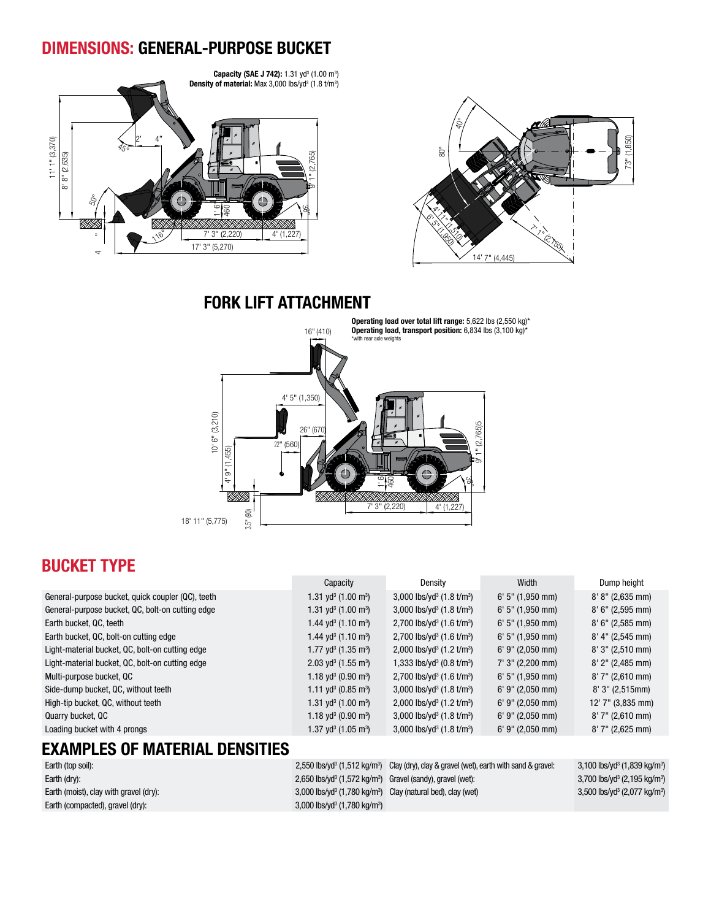# DIMENSIONS: GENERAL-PURPOSE BUCKET

**Capacity (SAE J 742):** 1.31 yd³ (1.00 m³)
**Density of material:** Max 3,000 lbs/yd³ (1.8 t/m³)

# FORK LIFT ATTACHMENT

**Operating load over total lift range:** 5,622 lbs (2,550 kg)*
**Operating load, transport position:** 6,834 lbs (3,100 kg)*
*with rear axle weights

## BUCKET TYPE

| | Capacity | Density | Width | Dump height |
|---|---|---|---|---|
| General-purpose bucket, quick coupler (QC), teeth | 1.31 yd³ (1.00 m³) | 3,000 lbs/yd³ (1.8 t/m³) | 6' 5" (1,950 mm) | 8' 8" (2,635 mm) |
| General-purpose bucket, QC, bolt-on cutting edge | 1.31 yd³ (1.00 m³) | 3,000 lbs/yd³ (1.8 t/m³) | 6' 5" (1,950 mm) | 8' 6" (2,595 mm) |
| Earth bucket, QC, teeth | 1.44 yd³ (1.10 m³) | 2,700 lbs/yd³ (1.6 t/m³) | 6' 5" (1,950 mm) | 8' 6" (2,585 mm) |
| Earth bucket, QC, bolt-on cutting edge | 1.44 yd³ (1.10 m³) | 2,700 lbs/yd³ (1.6 t/m³) | 6' 5" (1,950 mm) | 8' 4" (2,545 mm) |
| Light-material bucket, QC, bolt-on cutting edge | 1.77 yd³ (1.35 m³) | 2,000 lbs/yd³ (1.2 t/m³) | 6' 9" (2,050 mm) | 8' 3" (2,510 mm) |
| Light-material bucket, QC, bolt-on cutting edge | 2.03 yd³ (1.55 m³) | 1,333 lbs/yd³ (0.8 t/m³) | 7' 3" (2,200 mm) | 8' 2" (2,485 mm) |
| Multi-purpose bucket, QC | 1.18 yd³ (0.90 m³) | 2,700 lbs/yd³ (1.6 t/m³) | 6' 5" (1,950 mm) | 8' 7" (2,610 mm) |
| Side-dump bucket, QC, without teeth | 1.11 yd³ (0.85 m³) | 3,000 lbs/yd³ (1.8 t/m³) | 6' 9" (2,050 mm) | 8' 3" (2,515mm) |
| High-tip bucket, QC, without teeth | 1.31 yd³ (1.00 m³) | 2,000 lbs/yd³ (1.2 t/m³) | 6' 9" (2,050 mm) | 12' 7" (3,835 mm) |
| Quarry bucket, QC | 1.18 yd³ (0.90 m³) | 3,000 lbs/yd³ (1.8 t/m³) | 6' 9" (2,050 mm) | 8' 7" (2,610 mm) |
| Loading bucket with 4 prongs | 1.37 yd³ (1.05 m³) | 3,000 lbs/yd³ (1.8 t/m³) | 6' 9" (2,050 mm) | 8' 7" (2,625 mm) |

## EXAMPLES OF MATERIAL DENSITIES

| | | | |
|---|---|---|---|
| Earth (top soil): | 2,550 lbs/yd³ (1,512 kg/m³) | Clay (dry), clay & gravel (wet), earth with sand & gravel: | 3,100 lbs/yd³ (1,839 kg/m³) |
| Earth (dry): | 2,650 lbs/yd³ (1,572 kg/m³) | Gravel (sandy), gravel (wet): | 3,700 lbs/yd³ (2,195 kg/m³) |
| Earth (moist), clay with gravel (dry): | 3,000 lbs/yd³ (1,780 kg/m³) | Clay (natural bed), clay (wet) | 3,500 lbs/yd³ (2,077 kg/m³) |
| Earth (compacted), gravel (dry): | 3,000 lbs/yd³ (1,780 kg/m³) | | |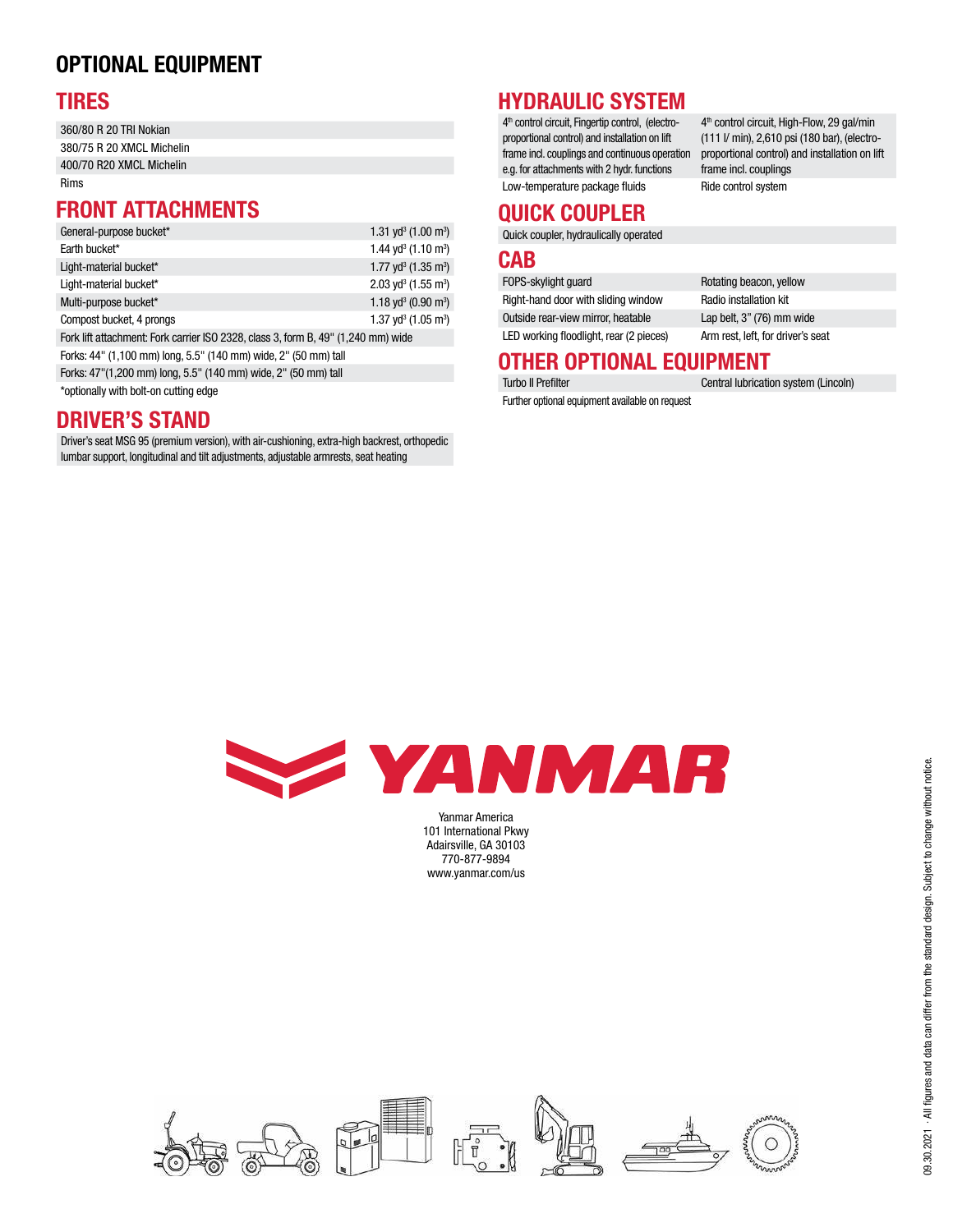# OPTIONAL EQUIPMENT

## TIRES

| |
|---|
| 360/80 R 20 TRI Nokian |
| 380/75 R 20 XMCL Michelin |
| 400/70 R20 XMCL Michelin |
| Rims |

## FRONT ATTACHMENTS

| | |
|---|---|
| General-purpose bucket* | 1.31 yd³ (1.00 m³) |
| Earth bucket* | 1.44 yd³ (1.10 m³) |
| Light-material bucket* | 1.77 yd³ (1.35 m³) |
| Light-material bucket* | 2.03 yd³ (1.55 m³) |
| Multi-purpose bucket* | 1.18 yd³ (0.90 m³) |
| Compost bucket, 4 prongs | 1.37 yd³ (1.05 m³) |
| Fork lift attachment: Fork carrier ISO 2328, class 3, form B, 49" (1,240 mm) wide | |
| Forks: 44" (1,100 mm) long, 5.5" (140 mm) wide, 2" (50 mm) tall | |
| Forks: 47"(1,200 mm) long, 5.5" (140 mm) wide, 2" (50 mm) tall | |

*optionally with bolt-on cutting edge

## DRIVER'S STAND

Driver's seat MSG 95 (premium version), with air-cushioning, extra-high backrest, orthopedic lumbar support, longitudinal and tilt adjustments, adjustable armrests, seat heating

## HYDRAULIC SYSTEM

| | |
|---|---|
| 4th control circuit, Fingertip control, (electro-proportional control) and installation on lift frame incl. couplings and continuous operation e.g. for attachments with 2 hydr. functions | 4th control circuit, High-Flow, 29 gal/min (111 l/ min), 2,610 psi (180 bar), (electro-proportional control) and installation on lift frame incl. couplings |
| Low-temperature package fluids | Ride control system |

## QUICK COUPLER

Quick coupler, hydraulically operated

## CAB

| | |
|---|---|
| FOPS-skylight guard | Rotating beacon, yellow |
| Right-hand door with sliding window | Radio installation kit |
| Outside rear-view mirror, heatable | Lap belt, 3" (76) mm wide |
| LED working floodlight, rear (2 pieces) | Arm rest, left, for driver's seat |

## OTHER OPTIONAL EQUIPMENT

| | |
|---|---|
| Turbo II Prefilter | Central lubrication system (Lincoln) |

Further optional equipment available on request

YANMAR

Yanmar America
101 International Pkwy
Adairsville, GA 30103
770-877-9894
www.yanmar.com/us

09.30.2021 · All figures and data can differ from the standard design. Subject to change without notice.